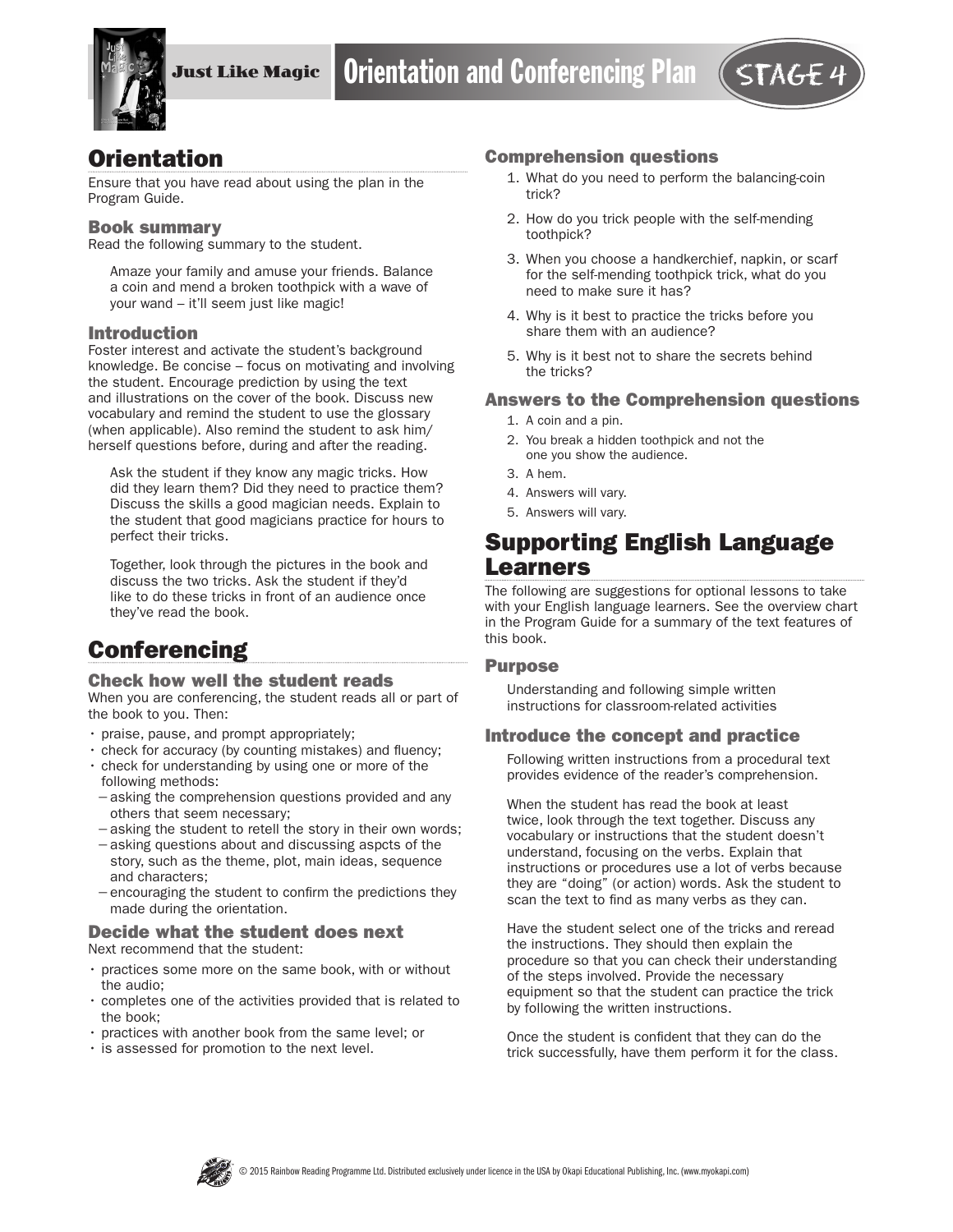# Just Like Magic — Orientation and Conferencing Plan — STAGE 4

## Orientation

Ensure that you have read about using the plan in the Program Guide.

### Book summary

Read the following summary to the student.

> Amaze your family and amuse your friends. Balance a coin and mend a broken toothpick with a wave of your wand – it'll seem just like magic!

### Introduction

Foster interest and activate the student's background knowledge. Be concise – focus on motivating and involving the student. Encourage prediction by using the text and illustrations on the cover of the book. Discuss new vocabulary and remind the student to use the glossary (when applicable). Also remind the student to ask him/herself questions before, during and after the reading.

> Ask the student if they know any magic tricks. How did they learn them? Did they need to practice them? Discuss the skills a good magician needs. Explain to the student that good magicians practice for hours to perfect their tricks.
>
> Together, look through the pictures in the book and discuss the two tricks. Ask the student if they'd like to do these tricks in front of an audience once they've read the book.

## Conferencing

### Check how well the student reads

When you are conferencing, the student reads all or part of the book to you. Then:

- praise, pause, and prompt appropriately;
- check for accuracy (by counting mistakes) and fluency;
- check for understanding by using one or more of the following methods:
  - asking the comprehension questions provided and any others that seem necessary;
  - asking the student to retell the story in their own words;
  - asking questions about and discussing aspcts of the story, such as the theme, plot, main ideas, sequence and characters;
  - encouraging the student to confirm the predictions they made during the orientation.

### Decide what the student does next

Next recommend that the student:

- practices some more on the same book, with or without the audio;
- completes one of the activities provided that is related to the book;
- practices with another book from the same level; or
- is assessed for promotion to the next level.

### Comprehension questions

1. What do you need to perform the balancing-coin trick?
2. How do you trick people with the self-mending toothpick?
3. When you choose a handkerchief, napkin, or scarf for the self-mending toothpick trick, what do you need to make sure it has?
4. Why is it best to practice the tricks before you share them with an audience?
5. Why is it best not to share the secrets behind the tricks?

### Answers to the Comprehension questions

1. A coin and a pin.
2. You break a hidden toothpick and not the one you show the audience.
3. A hem.
4. Answers will vary.
5. Answers will vary.

## Supporting English Language Learners

The following are suggestions for optional lessons to take with your English language learners. See the overview chart in the Program Guide for a summary of the text features of this book.

### Purpose

Understanding and following simple written instructions for classroom-related activities

### Introduce the concept and practice

Following written instructions from a procedural text provides evidence of the reader's comprehension.

When the student has read the book at least twice, look through the text together. Discuss any vocabulary or instructions that the student doesn't understand, focusing on the verbs. Explain that instructions or procedures use a lot of verbs because they are "doing" (or action) words. Ask the student to scan the text to find as many verbs as they can.

Have the student select one of the tricks and reread the instructions. They should then explain the procedure so that you can check their understanding of the steps involved. Provide the necessary equipment so that the student can practice the trick by following the written instructions.

Once the student is confident that they can do the trick successfully, have them perform it for the class.

© 2015 Rainbow Reading Programme Ltd. Distributed exclusively under licence in the USA by Okapi Educational Publishing, Inc. (www.myokapi.com)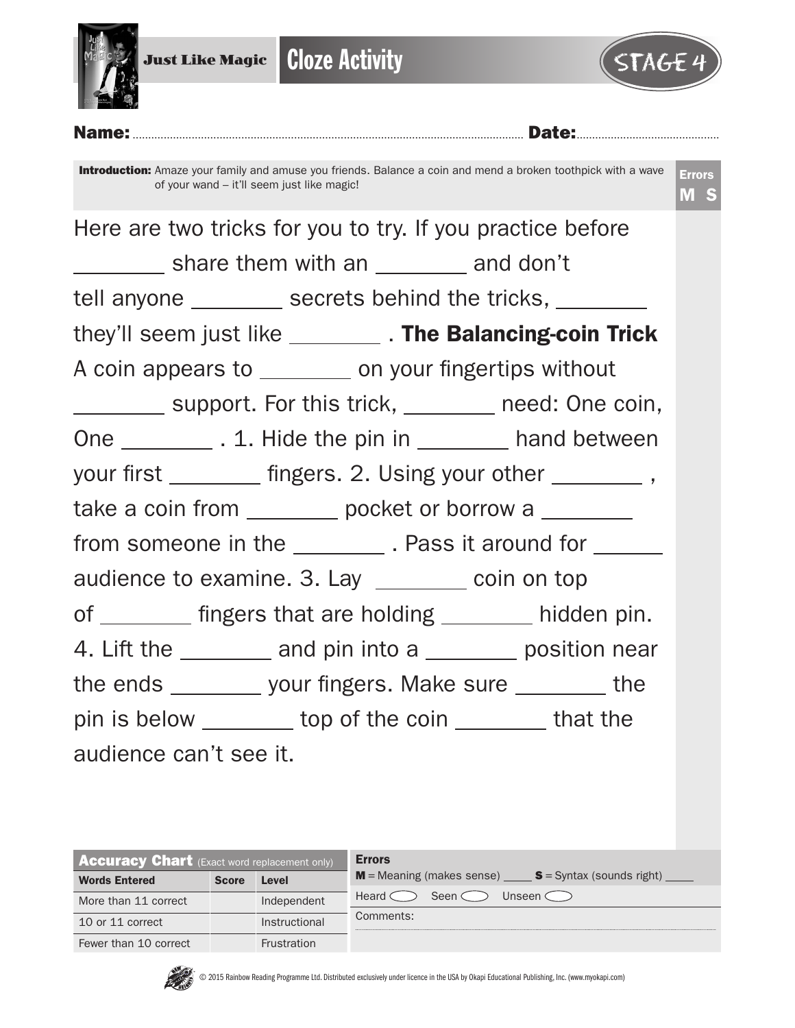**Just Like Magic** | **Cloze Activity** | STAGE 4

**Name:** ........................................ **Date:** ........................................

**Introduction:** Amaze your family and amuse you friends. Balance a coin and mend a broken toothpick with a wave of your wand – it'll seem just like magic!

Errors
M S

Here are two tricks for you to try. If you practice before ________ share them with an ________ and don't tell anyone ________ secrets behind the tricks, ________ they'll seem just like ________ . **The Balancing-coin Trick** A coin appears to ________ on your fingertips without ________ support. For this trick, ________ need: One coin, One ________ . 1. Hide the pin in ________ hand between your first ________ fingers. 2. Using your other ________ , take a coin from ________ pocket or borrow a ________ from someone in the ________ . Pass it around for ______ audience to examine. 3. Lay ________ coin on top of ________ fingers that are holding ________ hidden pin. 4. Lift the ________ and pin into a ________ position near the ends ________ your fingers. Make sure ________ the pin is below ________ top of the coin ________ that the audience can't see it.

| **Accuracy Chart** (Exact word replacement only) | | |
|---|---|---|
| **Words Entered** | **Score** | **Level** |
| More than 11 correct | | Independent |
| 10 or 11 correct | | Instructional |
| Fewer than 10 correct | | Frustration |

**Errors**
**M** = Meaning (makes sense) ____ **S** = Syntax (sounds right) ____

Heard ◯ Seen ◯ Unseen ◯

Comments:

© 2015 Rainbow Reading Programme Ltd. Distributed exclusively under licence in the USA by Okapi Educational Publishing, Inc. (www.myokapi.com)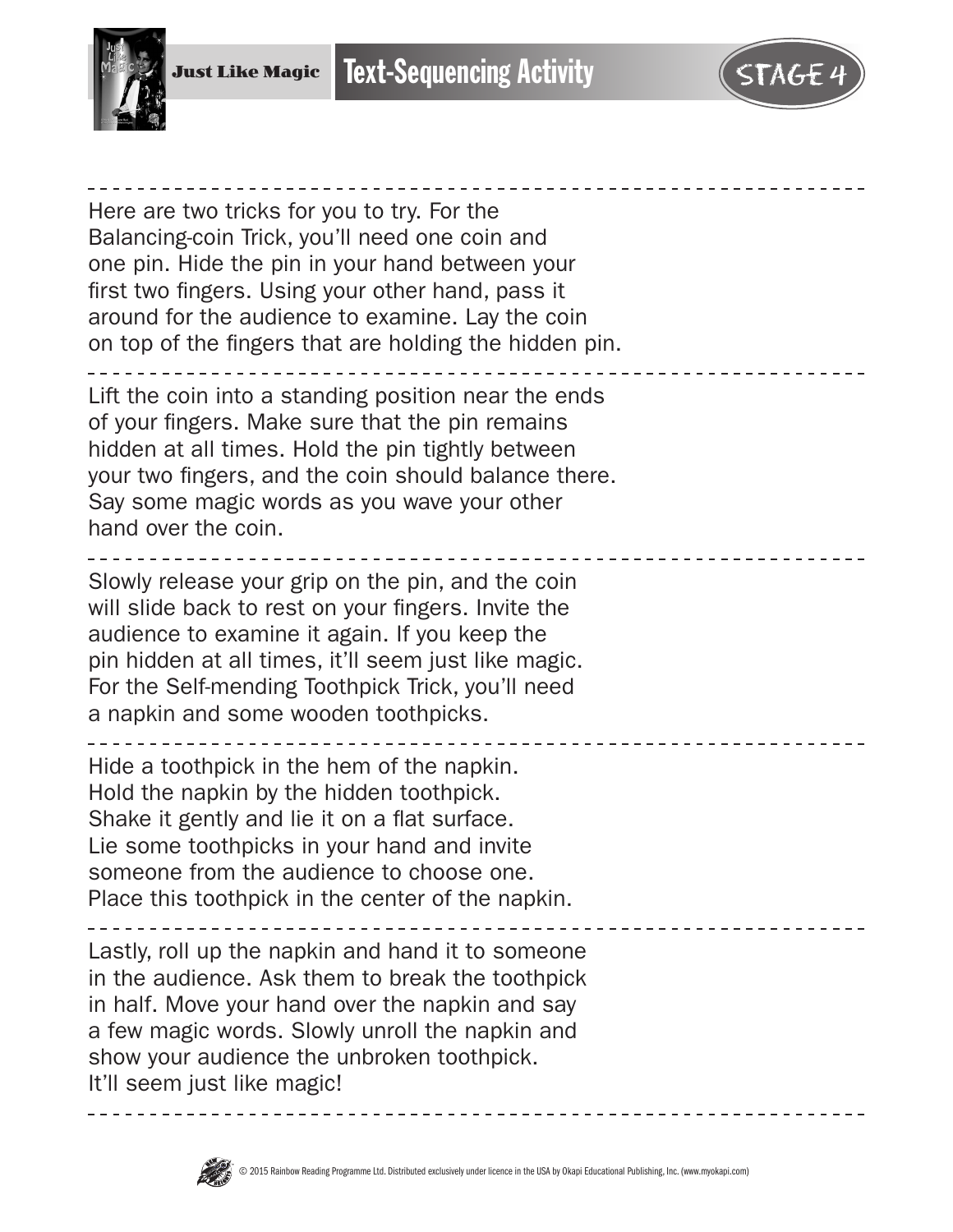# Text-Sequencing Activity

Here are two tricks for you to try. For the Balancing-coin Trick, you'll need one coin and one pin. Hide the pin in your hand between your first two fingers. Using your other hand, pass it around for the audience to examine. Lay the coin on top of the fingers that are holding the hidden pin.

---

Lift the coin into a standing position near the ends of your fingers. Make sure that the pin remains hidden at all times. Hold the pin tightly between your two fingers, and the coin should balance there. Say some magic words as you wave your other hand over the coin.

---

Slowly release your grip on the pin, and the coin will slide back to rest on your fingers. Invite the audience to examine it again. If you keep the pin hidden at all times, it'll seem just like magic. For the Self-mending Toothpick Trick, you'll need a napkin and some wooden toothpicks.

---

Hide a toothpick in the hem of the napkin. Hold the napkin by the hidden toothpick. Shake it gently and lie it on a flat surface. Lie some toothpicks in your hand and invite someone from the audience to choose one. Place this toothpick in the center of the napkin.

---

Lastly, roll up the napkin and hand it to someone in the audience. Ask them to break the toothpick in half. Move your hand over the napkin and say a few magic words. Slowly unroll the napkin and show your audience the unbroken toothpick. It'll seem just like magic!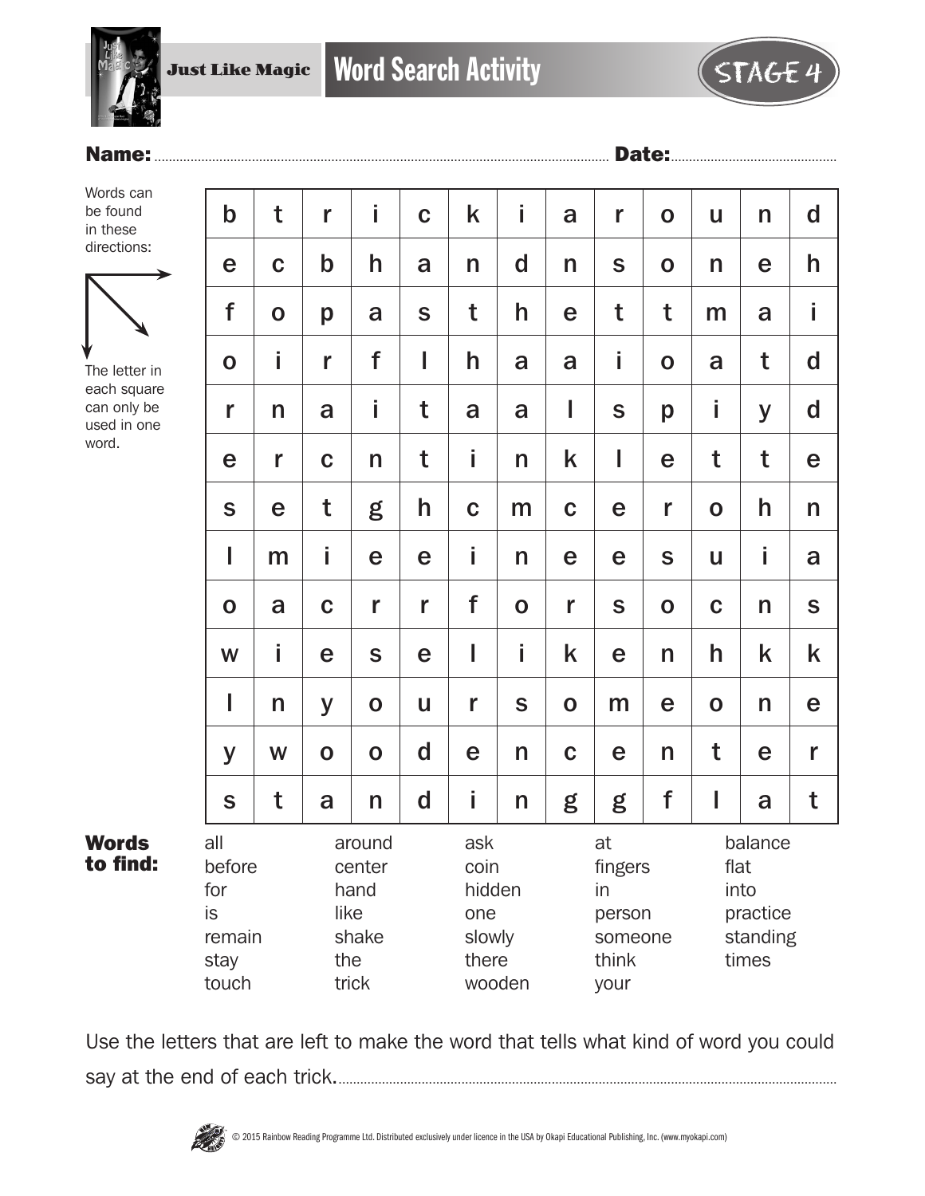Just Like Magic

# Word Search Activity

STAGE 4

**Name:** ........................................ **Date:** ........................

Words can be found in these directions:

The letter in each square can only be used in one word.

| | | | | | | | | | | | | |
|---|---|---|---|---|---|---|---|---|---|---|---|---|
| b | t | r | i | c | k | i | a | r | o | u | n | d |
| e | c | b | h | a | n | d | n | s | o | n | e | h |
| f | o | p | a | s | t | h | e | t | t | m | a | i |
| o | i | r | f | l | h | a | a | i | o | a | t | d |
| r | n | a | i | t | a | a | l | s | p | i | y | d |
| e | r | c | n | t | i | n | k | l | e | t | t | e |
| s | e | t | g | h | c | m | c | e | r | o | h | n |
| l | m | i | e | e | i | n | e | e | s | u | i | a |
| o | a | c | r | r | f | o | r | s | o | c | n | s |
| w | i | e | s | e | l | i | k | e | n | h | k | k |
| l | n | y | o | u | r | s | o | m | e | o | n | e |
| y | w | o | o | d | e | n | c | e | n | t | e | r |
| s | t | a | n | d | i | n | g | g | f | l | a | t |

**Words to find:**

| | | | | |
|---|---|---|---|---|
| all | around | ask | at | balance |
| before | center | coin | fingers | flat |
| for | hand | hidden | in | into |
| is | like | one | person | practice |
| remain | shake | slowly | someone | standing |
| stay | the | there | think | times |
| touch | trick | wooden | your | |

Use the letters that are left to make the word that tells what kind of word you could say at the end of each trick. ........................................

© 2015 Rainbow Reading Programme Ltd. Distributed exclusively under licence in the USA by Okapi Educational Publishing, Inc. (www.myokapi.com)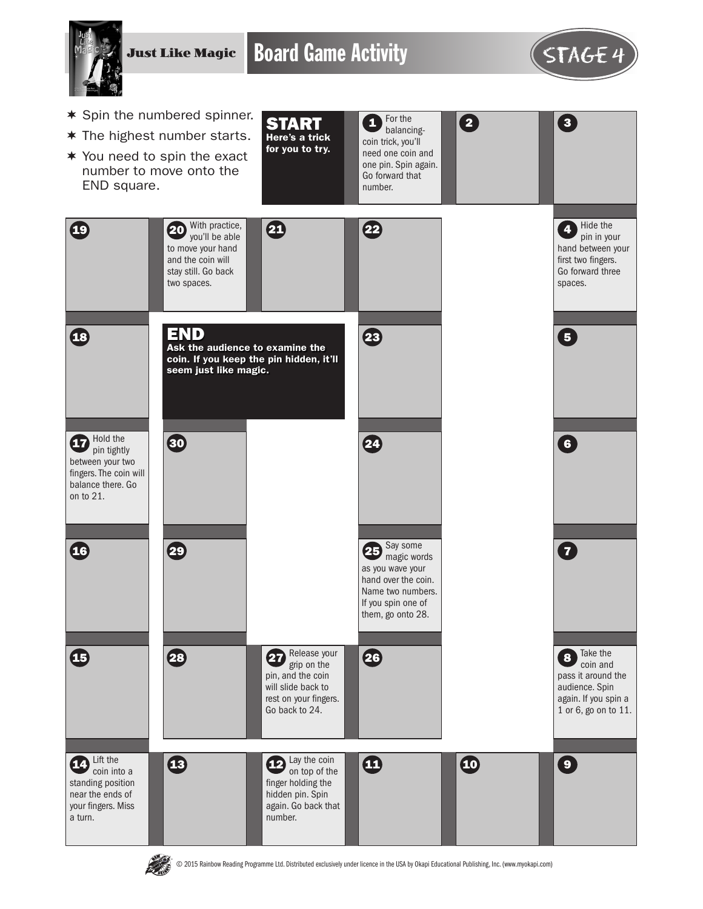Just Like Magic

# Board Game Activity

STAGE 4

- Spin the numbered spinner.
- The highest number starts.
- You need to spin the exact number to move onto the END square.

**START**
**Here's a trick for you to try.**

**1** For the balancing-coin trick, you'll need one coin and one pin. Spin again. Go forward that number.

**2**

**3**

**4** Hide the pin in your hand between your first two fingers. Go forward three spaces.

**5**

**6**

**7**

**8** Take the coin and pass it around the audience. Spin again. If you spin a 1 or 6, go on to 11.

**9**

**10**

**11**

**12** Lay the coin on top of the finger holding the hidden pin. Spin again. Go back that number.

**13**

**14** Lift the coin into a standing position near the ends of your fingers. Miss a turn.

**15**

**16**

**17** Hold the pin tightly between your two fingers. The coin will balance there. Go on to 21.

**18**

**19**

**20** With practice, you'll be able to move your hand and the coin will stay still. Go back two spaces.

**21**

**22**

**23**

**24**

**25** Say some magic words as you wave your hand over the coin. Name two numbers. If you spin one of them, go onto 28.

**26**

**27** Release your grip on the pin, and the coin will slide back to rest on your fingers. Go back to 24.

**28**

**29**

**30**

**END**
**Ask the audience to examine the coin. If you keep the pin hidden, it'll seem just like magic.**

© 2015 Rainbow Reading Programme Ltd. Distributed exclusively under licence in the USA by Okapi Educational Publishing, Inc. (www.myokapi.com)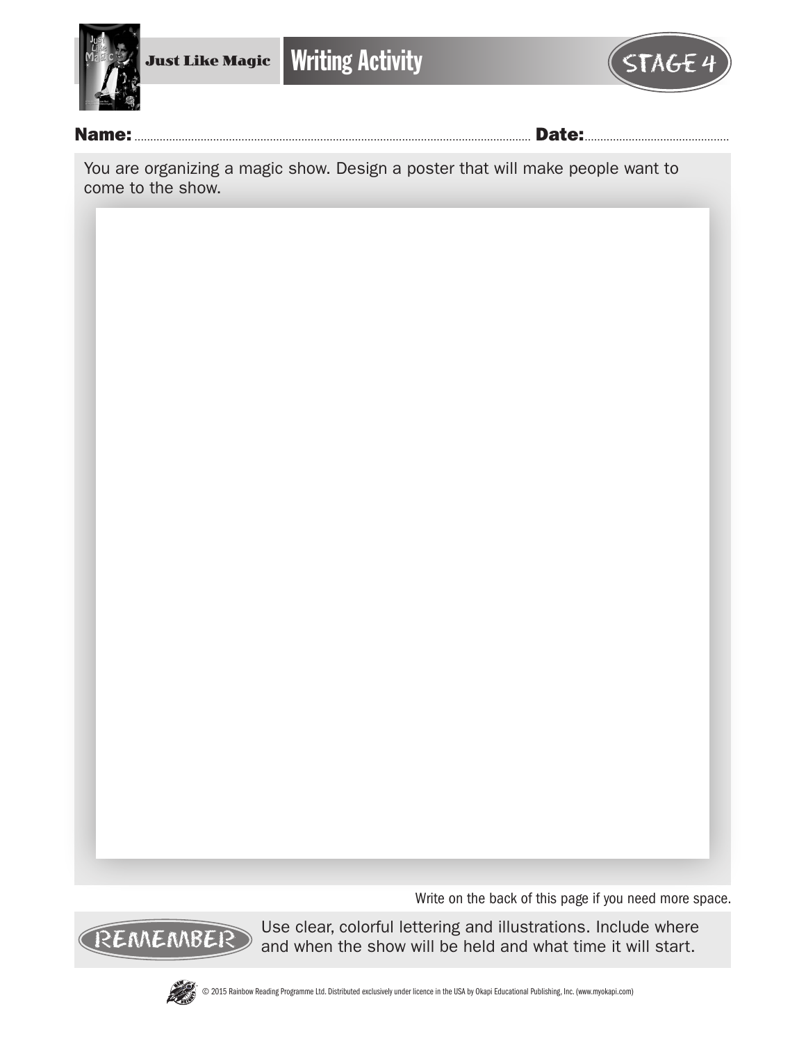Just Like Magic

# Writing Activity

STAGE 4

**Name:** ............................................................................................ **Date:** ..............................................

You are organizing a magic show. Design a poster that will make people want to come to the show.

Write on the back of this page if you need more space.

**REMEMBER** Use clear, colorful lettering and illustrations. Include where and when the show will be held and what time it will start.

© 2015 Rainbow Reading Programme Ltd. Distributed exclusively under licence in the USA by Okapi Educational Publishing, Inc. (www.myokapi.com)